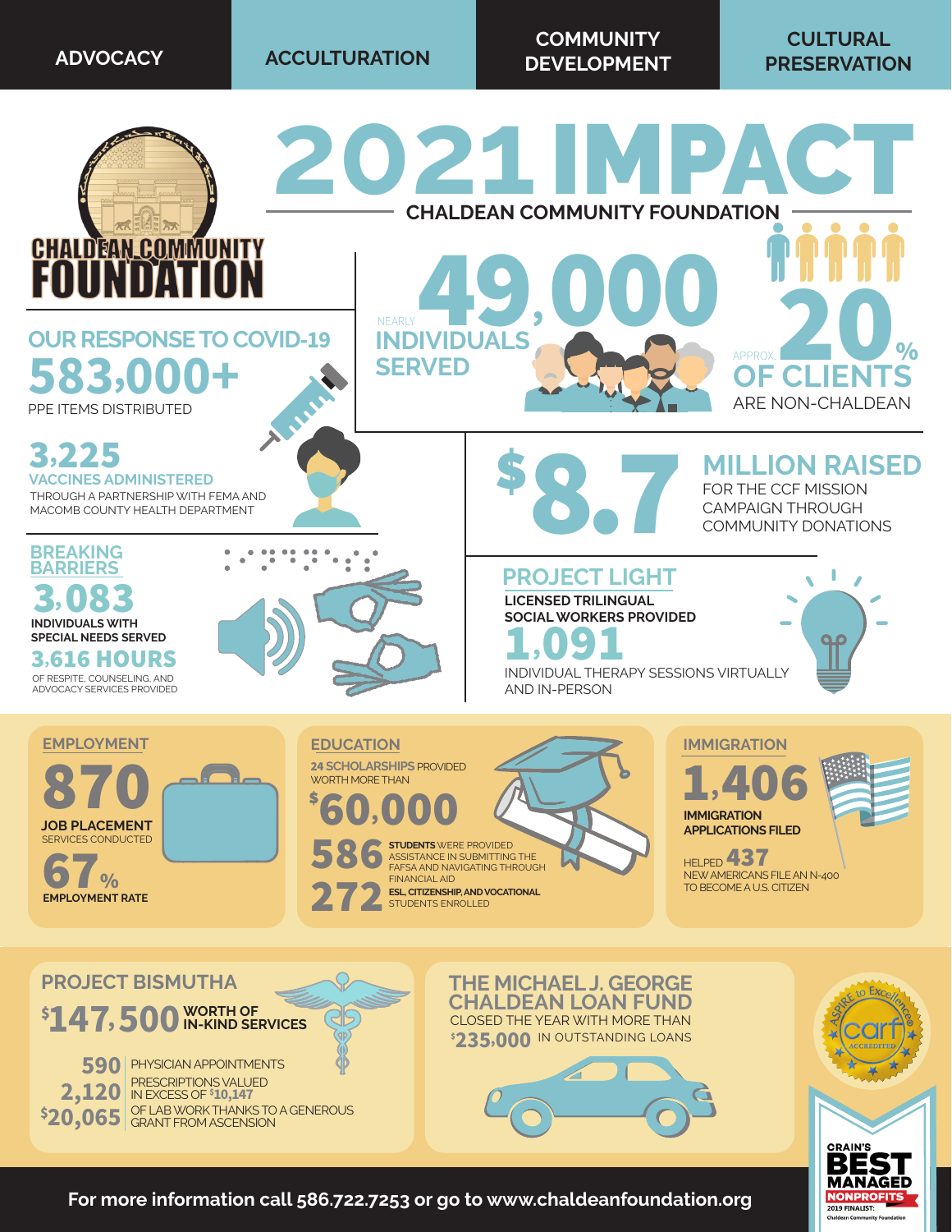ADVOCACY | ACCULTURATION | COMMUNITY DEVELOPMENT | CULTURAL PRESERVATION

# 2021 IMPACT

## CHALDEAN COMMUNITY FOUNDATION

CHALDEAN COMMUNITY FOUNDATION

NEARLY **49,000** INDIVIDUALS SERVED

APPROX. **20%** OF CLIENTS ARE NON-CHALDEAN

## OUR RESPONSE TO COVID-19

**583,000+**
PPE ITEMS DISTRIBUTED

**3,225**
VACCINES ADMINISTERED
THROUGH A PARTNERSHIP WITH FEMA AND MACOMB COUNTY HEALTH DEPARTMENT

**$8.7** MILLION RAISED
FOR THE CCF MISSION CAMPAIGN THROUGH COMMUNITY DONATIONS

## BREAKING BARRIERS

**3,083**
INDIVIDUALS WITH SPECIAL NEEDS SERVED

**3,616 HOURS**
OF RESPITE, COUNSELING, AND ADVOCACY SERVICES PROVIDED

## PROJECT LIGHT

LICENSED TRILINGUAL SOCIAL WORKERS PROVIDED

**1,091**
INDIVIDUAL THERAPY SESSIONS VIRTUALLY AND IN-PERSON

## EMPLOYMENT

**870**
JOB PLACEMENT SERVICES CONDUCTED

**67%**
EMPLOYMENT RATE

## EDUCATION

**24 SCHOLARSHIPS** PROVIDED WORTH MORE THAN **$60,000**

**586** **STUDENTS** WERE PROVIDED ASSISTANCE IN SUBMITTING THE FAFSA AND NAVIGATING THROUGH FINANCIAL AID

**272** **ESL, CITIZENSHIP, AND VOCATIONAL** STUDENTS ENROLLED

## IMMIGRATION

**1,406**
IMMIGRATION APPLICATIONS FILED

HELPED **437** NEW AMERICANS FILE AN N-400 TO BECOME A U.S. CITIZEN

## PROJECT BISMUTHA

**$147,500** WORTH OF IN-KIND SERVICES

**590** PHYSICIAN APPOINTMENTS

**2,120** PRESCRIPTIONS VALUED IN EXCESS OF $10,147

**$20,065** OF LAB WORK THANKS TO A GENEROUS GRANT FROM ASCENSION

## THE MICHAEL J. GEORGE CHALDEAN LOAN FUND

CLOSED THE YEAR WITH MORE THAN **$235,000** IN OUTSTANDING LOANS

ASPIRE to Excellence® carf ACCREDITED

CRAIN'S BEST MANAGED NONPROFITS 2019 FINALIST: Chaldean Community Foundation

**For more information call 586.722.7253 or go to www.chaldeanfoundation.org**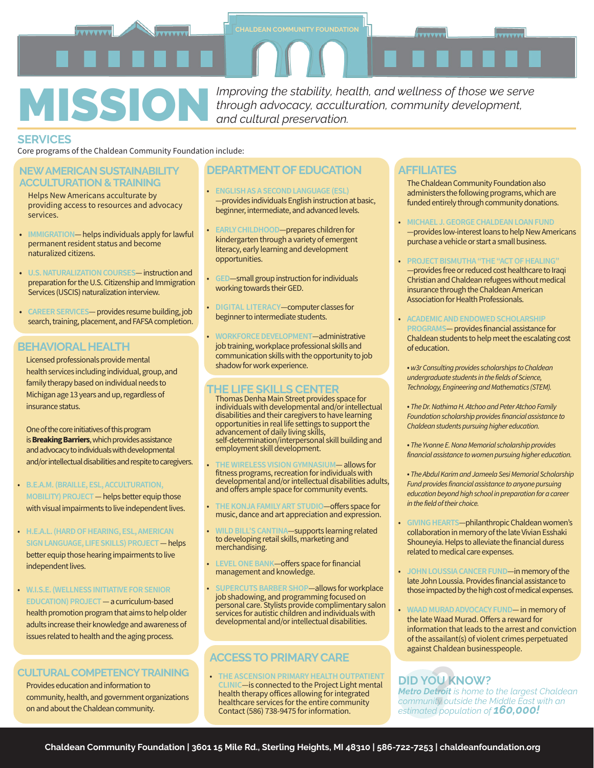CHALDEAN COMMUNITY FOUNDATION

# MISSION

*Improving the stability, health, and wellness of those we serve through advocacy, acculturation, community development, and cultural preservation.*

## SERVICES

Core programs of the Chaldean Community Foundation include:

### NEW AMERICAN SUSTAINABILITY ACCULTURATION & TRAINING

Helps New Americans acculturate by providing access to resources and advocacy services.

- IMMIGRATION— helps individuals apply for lawful permanent resident status and become naturalized citizens.
- U.S. NATURALIZATION COURSES— instruction and preparation for the U.S. Citizenship and Immigration Services (USCIS) naturalization interview.
- CAREER SERVICES— provides resume building, job search, training, placement, and FAFSA completion.

### BEHAVIORAL HEALTH

Licensed professionals provide mental health services including individual, group, and family therapy based on individual needs to Michigan age 13 years and up, regardless of insurance status.

One of the core initiatives of this program is **Breaking Barriers**, which provides assistance and advocacy to individuals with developmental and/or intellectual disabilities and respite to caregivers.

- B.E.A.M. (BRAILLE, ESL, ACCULTURATION, MOBILITY) PROJECT — helps better equip those with visual impairments to live independent lives.
- H.E.A.L. (HARD OF HEARING, ESL, AMERICAN SIGN LANGUAGE, LIFE SKILLS) PROJECT — helps better equip those hearing impairments to live independent lives.
- W.I.S.E. (WELLNESS INITIATIVE FOR SENIOR EDUCATION) PROJECT — a curriculum-based health promotion program that aims to help older adults increase their knowledge and awareness of issues related to health and the aging process.

### CULTURAL COMPETENCY TRAINING

Provides education and information to community, health, and government organizations on and about the Chaldean community.

### DEPARTMENT OF EDUCATION

- ENGLISH AS A SECOND LANGUAGE (ESL) —provides individuals English instruction at basic, beginner, intermediate, and advanced levels.
- EARLY CHILDHOOD—prepares children for kindergarten through a variety of emergent literacy, early learning and development opportunities.
- GED—small group instruction for individuals working towards their GED.
- DIGITAL LITERACY—computer classes for beginner to intermediate students.
- WORKFORCE DEVELOPMENT—administrative job training, workplace professional skills and communication skills with the opportunity to job shadow for work experience.

### THE LIFE SKILLS CENTER

Thomas Denha Main Street provides space for individuals with developmental and/or intellectual disabilities and their caregivers to have learning opportunities in real life settings to support the advancement of daily living skills, self-determination/interpersonal skill building and employment skill development.

- THE WIRELESS VISION GYMNASIUM— allows for fitness programs, recreation for individuals with developmental and/or intellectual disabilities adults, and offers ample space for community events.
- THE KONJA FAMILY ART STUDIO—offers space for music, dance and art appreciation and expression.
- WILD BILL'S CANTINA—supports learning related to developing retail skills, marketing and merchandising.
- LEVEL ONE BANK—offers space for financial management and knowledge.
- SUPERCUTS BARBER SHOP—allows for workplace job shadowing, and programming focused on personal care. Stylists provide complimentary salon services for autistic children and individuals with developmental and/or intellectual disabilities.

### ACCESS TO PRIMARY CARE

- THE ASCENSION PRIMARY HEALTH OUTPATIENT CLINIC—is connected to the Project Light mental health therapy offices allowing for integrated healthcare services for the entire community Contact (586) 738-9475 for information.

### AFFILIATES

The Chaldean Community Foundation also administers the following programs, which are funded entirely through community donations.

- MICHAEL J. GEORGE CHALDEAN LOAN FUND —provides low-interest loans to help New Americans purchase a vehicle or start a small business.
- PROJECT BISMUTHA "THE "ACT OF HEALING" —provides free or reduced cost healthcare to Iraqi Christian and Chaldean refugees without medical insurance through the Chaldean American Association for Health Professionals.
- ACADEMIC AND ENDOWED SCHOLARSHIP PROGRAMS— provides financial assistance for Chaldean students to help meet the escalating cost of education.
  - *w3r Consulting provides scholarships to Chaldean undergraduate students in the fields of Science, Technology, Engineering and Mathematics (STEM).*
  - *The Dr. Nathima H. Atchoo and Peter Atchoo Family Foundation scholarship provides financial assistance to Chaldean students pursuing higher education.*
  - *The Yvonne E. Nona Memorial scholarship provides financial assistance to women pursuing higher education.*
  - *The Abdul Karim and Jameela Sesi Memorial Scholarship Fund provides financial assistance to anyone pursuing education beyond high school in preparation for a career in the field of their choice.*
- GIVING HEARTS—philanthropic Chaldean women's collaboration in memory of the late Vivian Esshaki Shouneyia. Helps to alleviate the financial duress related to medical care expenses.
- JOHN LOUSSIA CANCER FUND—in memory of the late John Loussia. Provides financial assistance to those impacted by the high cost of medical expenses.
- WAAD MURAD ADVOCACY FUND— in memory of the late Waad Murad. Offers a reward for information that leads to the arrest and conviction of the assailant(s) of violent crimes perpetuated against Chaldean businesspeople.

### DID YOU KNOW?

***Metro Detroit** is home to the largest Chaldean community outside the Middle East with an estimated population of **160,000!***

Chaldean Community Foundation | 3601 15 Mile Rd., Sterling Heights, MI 48310 | 586-722-7253 | chaldeanfoundation.org